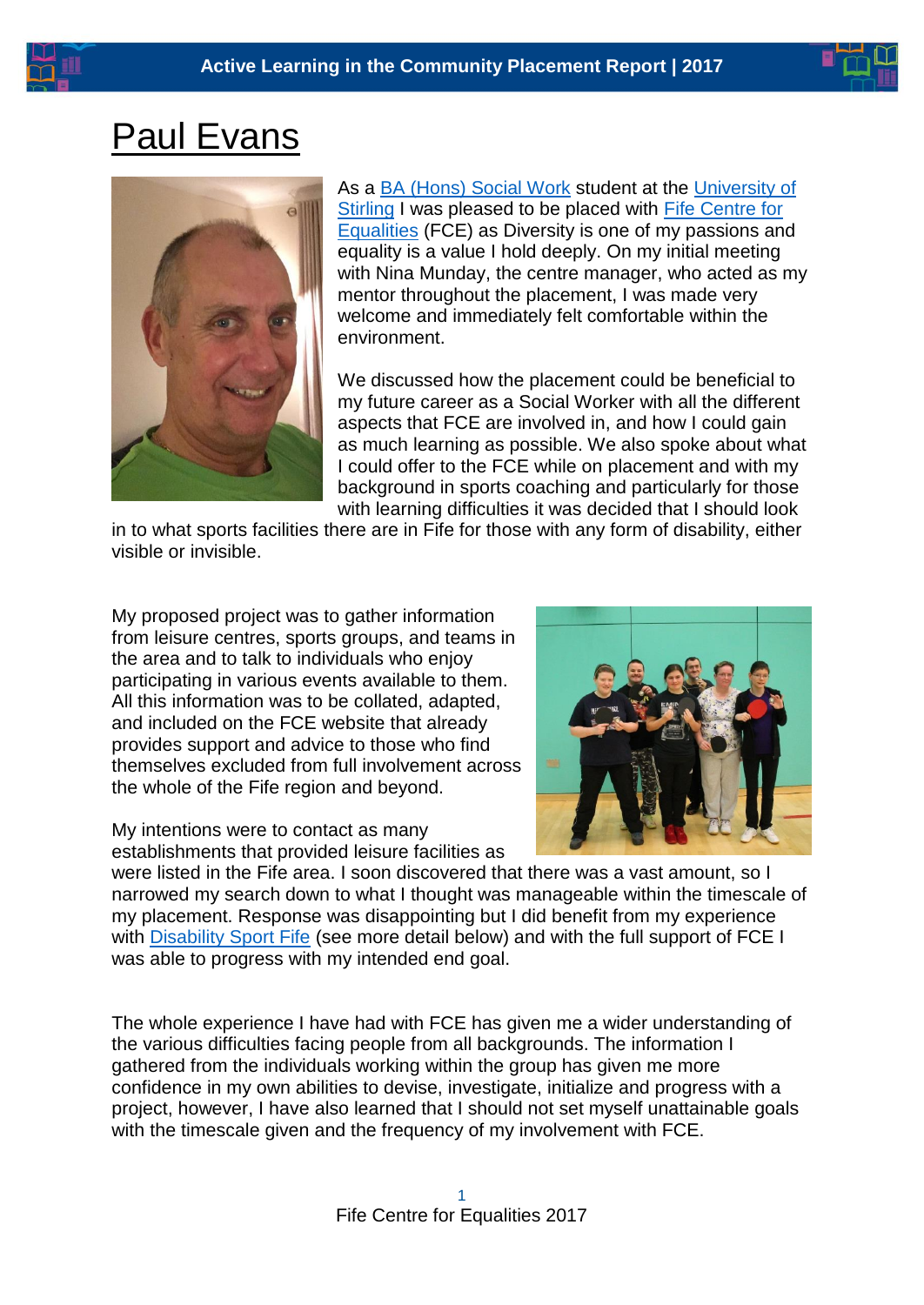# Paul Evans

As a BA (Hons) Social Work student at the University of Stirling I was pleased to be placed with Fife Centre for Equalities (FCE) as Diversity is one of my passions and equality is a value I hold deeply. On my initial meeting with Nina Munday, the centre manager, who acted as my mentor throughout the placement, I was made very welcome and immediately felt comfortable within the environment.

We discussed how the placement could be beneficial to my future career as a Social Worker with all the different aspects that FCE are involved in, and how I could gain as much learning as possible. We also spoke about what I could offer to the FCE while on placement and with my background in sports coaching and particularly for those with learning difficulties it was decided that I should look in to what sports facilities there are in Fife for those with any form of disability, either visible or invisible.

My proposed project was to gather information from leisure centres, sports groups, and teams in the area and to talk to individuals who enjoy participating in various events available to them. All this information was to be collated, adapted, and included on the FCE website that already provides support and advice to those who find themselves excluded from full involvement across the whole of the Fife region and beyond.

My intentions were to contact as many establishments that provided leisure facilities as were listed in the Fife area. I soon discovered that there was a vast amount, so I narrowed my search down to what I thought was manageable within the timescale of my placement. Response was disappointing but I did benefit from my experience with Disability Sport Fife (see more detail below) and with the full support of FCE I was able to progress with my intended end goal.

The whole experience I have had with FCE has given me a wider understanding of the various difficulties facing people from all backgrounds. The information I gathered from the individuals working within the group has given me more confidence in my own abilities to devise, investigate, initialize and progress with a project, however, I have also learned that I should not set myself unattainable goals with the timescale given and the frequency of my involvement with FCE.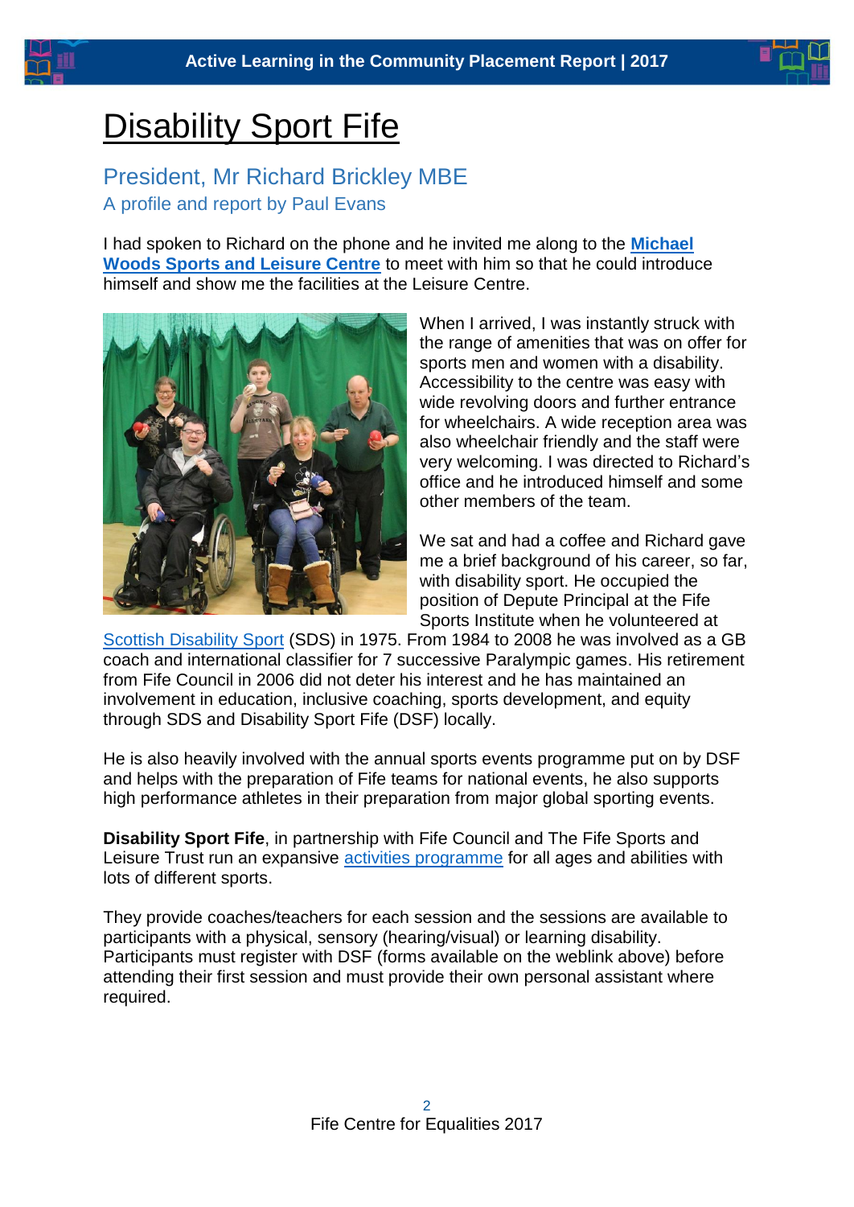# Disability Sport Fife

## President, Mr Richard Brickley MBE

### A profile and report by Paul Evans

I had spoken to Richard on the phone and he invited me along to the **Michael Woods Sports and Leisure Centre** to meet with him so that he could introduce himself and show me the facilities at the Leisure Centre.

When I arrived, I was instantly struck with the range of amenities that was on offer for sports men and women with a disability. Accessibility to the centre was easy with wide revolving doors and further entrance for wheelchairs. A wide reception area was also wheelchair friendly and the staff were very welcoming. I was directed to Richard's office and he introduced himself and some other members of the team.

We sat and had a coffee and Richard gave me a brief background of his career, so far, with disability sport. He occupied the position of Depute Principal at the Fife Sports Institute when he volunteered at Scottish Disability Sport (SDS) in 1975. From 1984 to 2008 he was involved as a GB coach and international classifier for 7 successive Paralympic games. His retirement from Fife Council in 2006 did not deter his interest and he has maintained an involvement in education, inclusive coaching, sports development, and equity through SDS and Disability Sport Fife (DSF) locally.

He is also heavily involved with the annual sports events programme put on by DSF and helps with the preparation of Fife teams for national events, he also supports high performance athletes in their preparation from major global sporting events.

**Disability Sport Fife**, in partnership with Fife Council and The Fife Sports and Leisure Trust run an expansive activities programme for all ages and abilities with lots of different sports.

They provide coaches/teachers for each session and the sessions are available to participants with a physical, sensory (hearing/visual) or learning disability. Participants must register with DSF (forms available on the weblink above) before attending their first session and must provide their own personal assistant where required.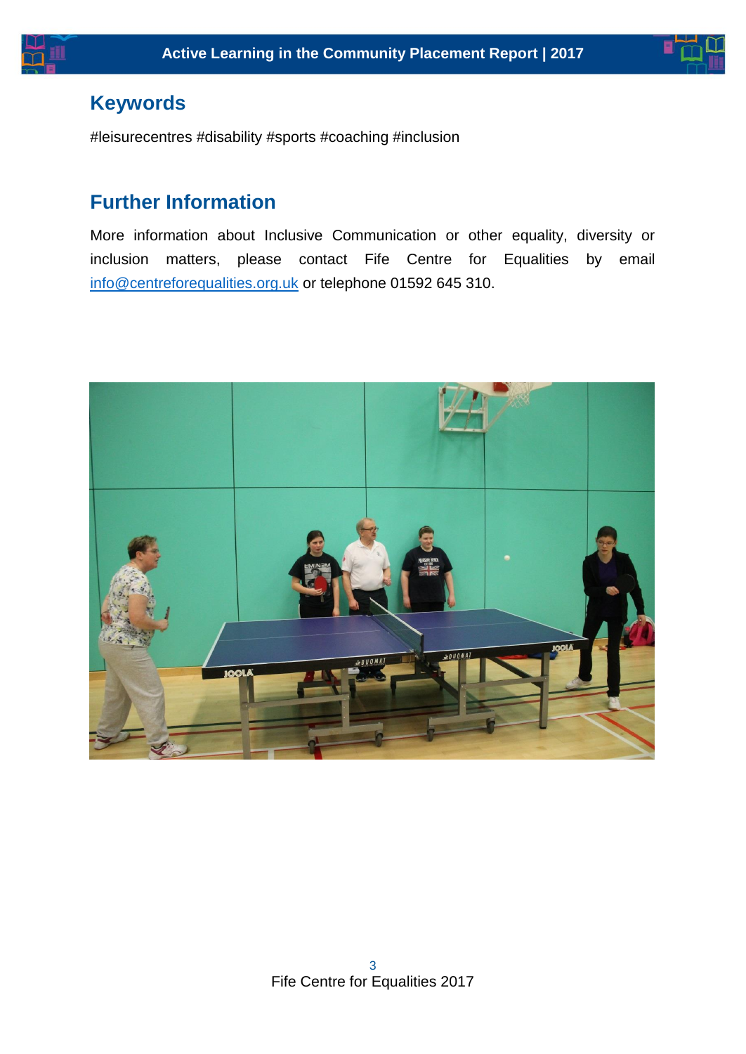## Keywords

#leisurecentres #disability #sports #coaching #inclusion

## Further Information

More information about Inclusive Communication or other equality, diversity or inclusion matters, please contact Fife Centre for Equalities by email info@centreforequalities.org.uk or telephone 01592 645 310.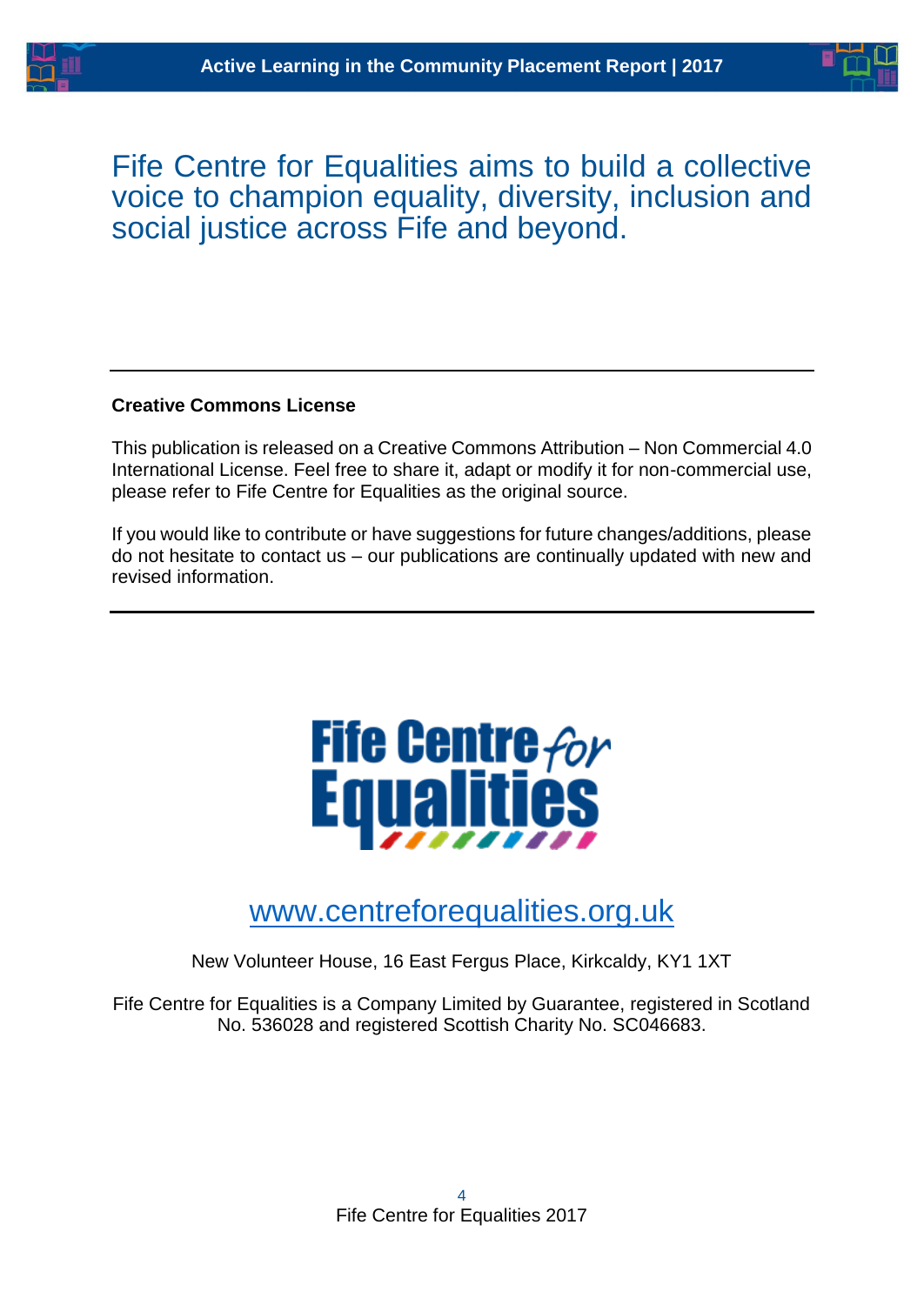Fife Centre for Equalities aims to build a collective voice to champion equality, diversity, inclusion and social justice across Fife and beyond.

---

**Creative Commons License**

This publication is released on a Creative Commons Attribution – Non Commercial 4.0 International License. Feel free to share it, adapt or modify it for non-commercial use, please refer to Fife Centre for Equalities as the original source.

If you would like to contribute or have suggestions for future changes/additions, please do not hesitate to contact us – our publications are continually updated with new and revised information.

---

Fife Centre for Equalities

www.centreforequalities.org.uk

New Volunteer House, 16 East Fergus Place, Kirkcaldy, KY1 1XT

Fife Centre for Equalities is a Company Limited by Guarantee, registered in Scotland No. 536028 and registered Scottish Charity No. SC046683.